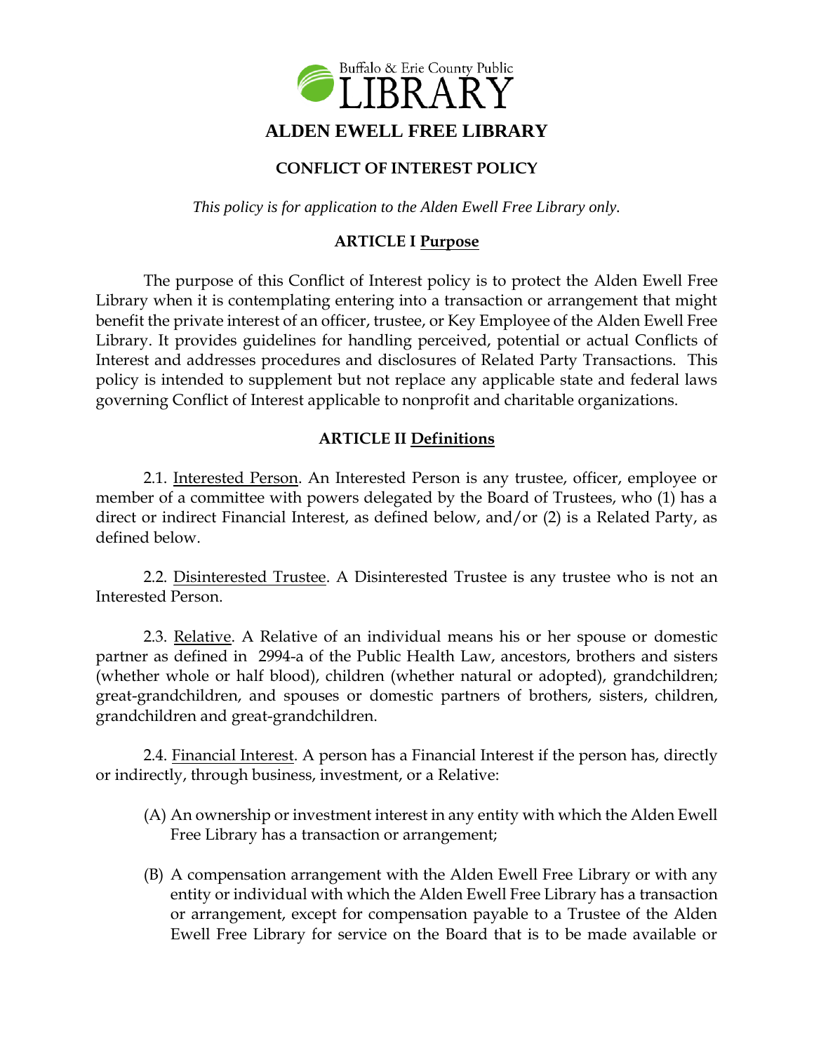Buffalo & Erie County Public LIBRARY

# ALDEN EWELL FREE LIBRARY

## CONFLICT OF INTEREST POLICY

*This policy is for application to the Alden Ewell Free Library only.*

### ARTICLE I Purpose

The purpose of this Conflict of Interest policy is to protect the Alden Ewell Free Library when it is contemplating entering into a transaction or arrangement that might benefit the private interest of an officer, trustee, or Key Employee of the Alden Ewell Free Library. It provides guidelines for handling perceived, potential or actual Conflicts of Interest and addresses procedures and disclosures of Related Party Transactions. This policy is intended to supplement but not replace any applicable state and federal laws governing Conflict of Interest applicable to nonprofit and charitable organizations.

### ARTICLE II Definitions

2.1. Interested Person. An Interested Person is any trustee, officer, employee or member of a committee with powers delegated by the Board of Trustees, who (1) has a direct or indirect Financial Interest, as defined below, and/or (2) is a Related Party, as defined below.

2.2. Disinterested Trustee. A Disinterested Trustee is any trustee who is not an Interested Person.

2.3. Relative. A Relative of an individual means his or her spouse or domestic partner as defined in 2994-a of the Public Health Law, ancestors, brothers and sisters (whether whole or half blood), children (whether natural or adopted), grandchildren; great-grandchildren, and spouses or domestic partners of brothers, sisters, children, grandchildren and great-grandchildren.

2.4. Financial Interest. A person has a Financial Interest if the person has, directly or indirectly, through business, investment, or a Relative:

(A) An ownership or investment interest in any entity with which the Alden Ewell Free Library has a transaction or arrangement;

(B) A compensation arrangement with the Alden Ewell Free Library or with any entity or individual with which the Alden Ewell Free Library has a transaction or arrangement, except for compensation payable to a Trustee of the Alden Ewell Free Library for service on the Board that is to be made available or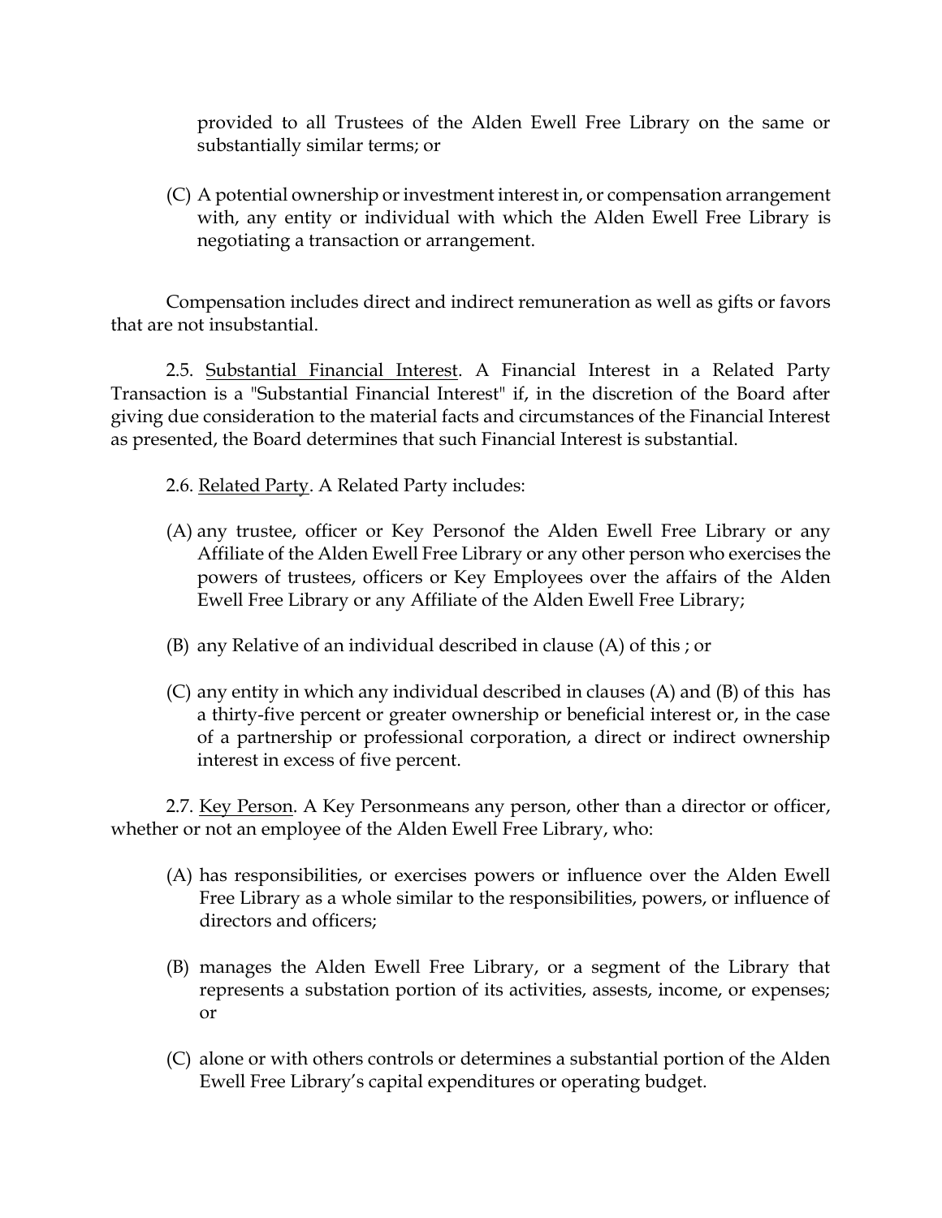provided to all Trustees of the Alden Ewell Free Library on the same or substantially similar terms; or

(C) A potential ownership or investment interest in, or compensation arrangement with, any entity or individual with which the Alden Ewell Free Library is negotiating a transaction or arrangement.

Compensation includes direct and indirect remuneration as well as gifts or favors that are not insubstantial.

2.5. <u>Substantial Financial Interest</u>. A Financial Interest in a Related Party Transaction is a "Substantial Financial Interest" if, in the discretion of the Board after giving due consideration to the material facts and circumstances of the Financial Interest as presented, the Board determines that such Financial Interest is substantial.

2.6. <u>Related Party</u>. A Related Party includes:

(A) any trustee, officer or Key Personof the Alden Ewell Free Library or any Affiliate of the Alden Ewell Free Library or any other person who exercises the powers of trustees, officers or Key Employees over the affairs of the Alden Ewell Free Library or any Affiliate of the Alden Ewell Free Library;

(B) any Relative of an individual described in clause (A) of this ; or

(C) any entity in which any individual described in clauses (A) and (B) of this has a thirty-five percent or greater ownership or beneficial interest or, in the case of a partnership or professional corporation, a direct or indirect ownership interest in excess of five percent.

2.7. <u>Key Person</u>. A Key Personmeans any person, other than a director or officer, whether or not an employee of the Alden Ewell Free Library, who:

(A) has responsibilities, or exercises powers or influence over the Alden Ewell Free Library as a whole similar to the responsibilities, powers, or influence of directors and officers;

(B) manages the Alden Ewell Free Library, or a segment of the Library that represents a substation portion of its activities, assests, income, or expenses; or

(C) alone or with others controls or determines a substantial portion of the Alden Ewell Free Library's capital expenditures or operating budget.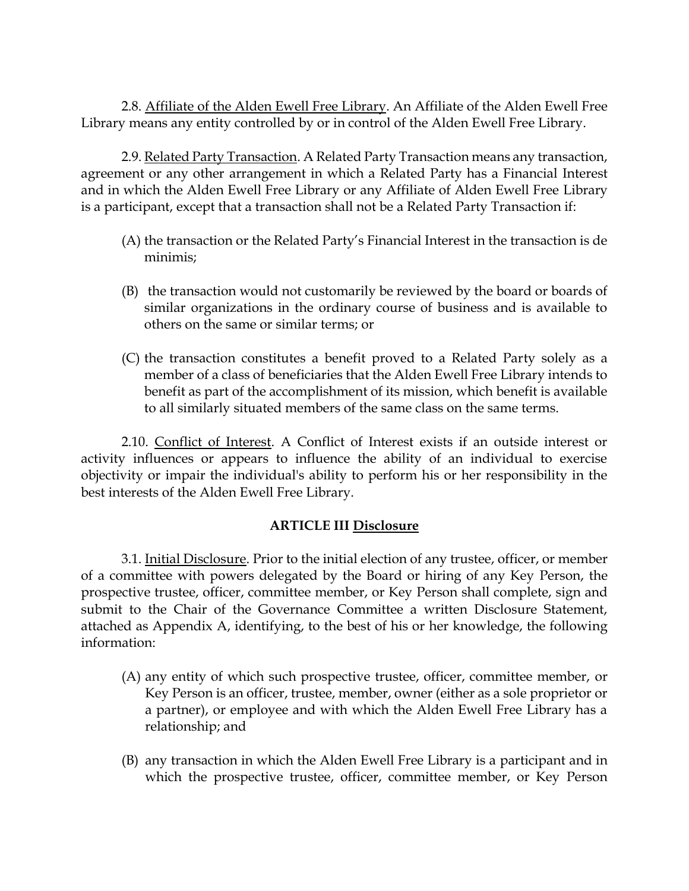2.8. Affiliate of the Alden Ewell Free Library. An Affiliate of the Alden Ewell Free Library means any entity controlled by or in control of the Alden Ewell Free Library.

2.9. Related Party Transaction. A Related Party Transaction means any transaction, agreement or any other arrangement in which a Related Party has a Financial Interest and in which the Alden Ewell Free Library or any Affiliate of Alden Ewell Free Library is a participant, except that a transaction shall not be a Related Party Transaction if:

(A) the transaction or the Related Party's Financial Interest in the transaction is de minimis;

(B) the transaction would not customarily be reviewed by the board or boards of similar organizations in the ordinary course of business and is available to others on the same or similar terms; or

(C) the transaction constitutes a benefit proved to a Related Party solely as a member of a class of beneficiaries that the Alden Ewell Free Library intends to benefit as part of the accomplishment of its mission, which benefit is available to all similarly situated members of the same class on the same terms.

2.10. Conflict of Interest. A Conflict of Interest exists if an outside interest or activity influences or appears to influence the ability of an individual to exercise objectivity or impair the individual's ability to perform his or her responsibility in the best interests of the Alden Ewell Free Library.

## ARTICLE III Disclosure

3.1. Initial Disclosure. Prior to the initial election of any trustee, officer, or member of a committee with powers delegated by the Board or hiring of any Key Person, the prospective trustee, officer, committee member, or Key Person shall complete, sign and submit to the Chair of the Governance Committee a written Disclosure Statement, attached as Appendix A, identifying, to the best of his or her knowledge, the following information:

(A) any entity of which such prospective trustee, officer, committee member, or Key Person is an officer, trustee, member, owner (either as a sole proprietor or a partner), or employee and with which the Alden Ewell Free Library has a relationship; and

(B) any transaction in which the Alden Ewell Free Library is a participant and in which the prospective trustee, officer, committee member, or Key Person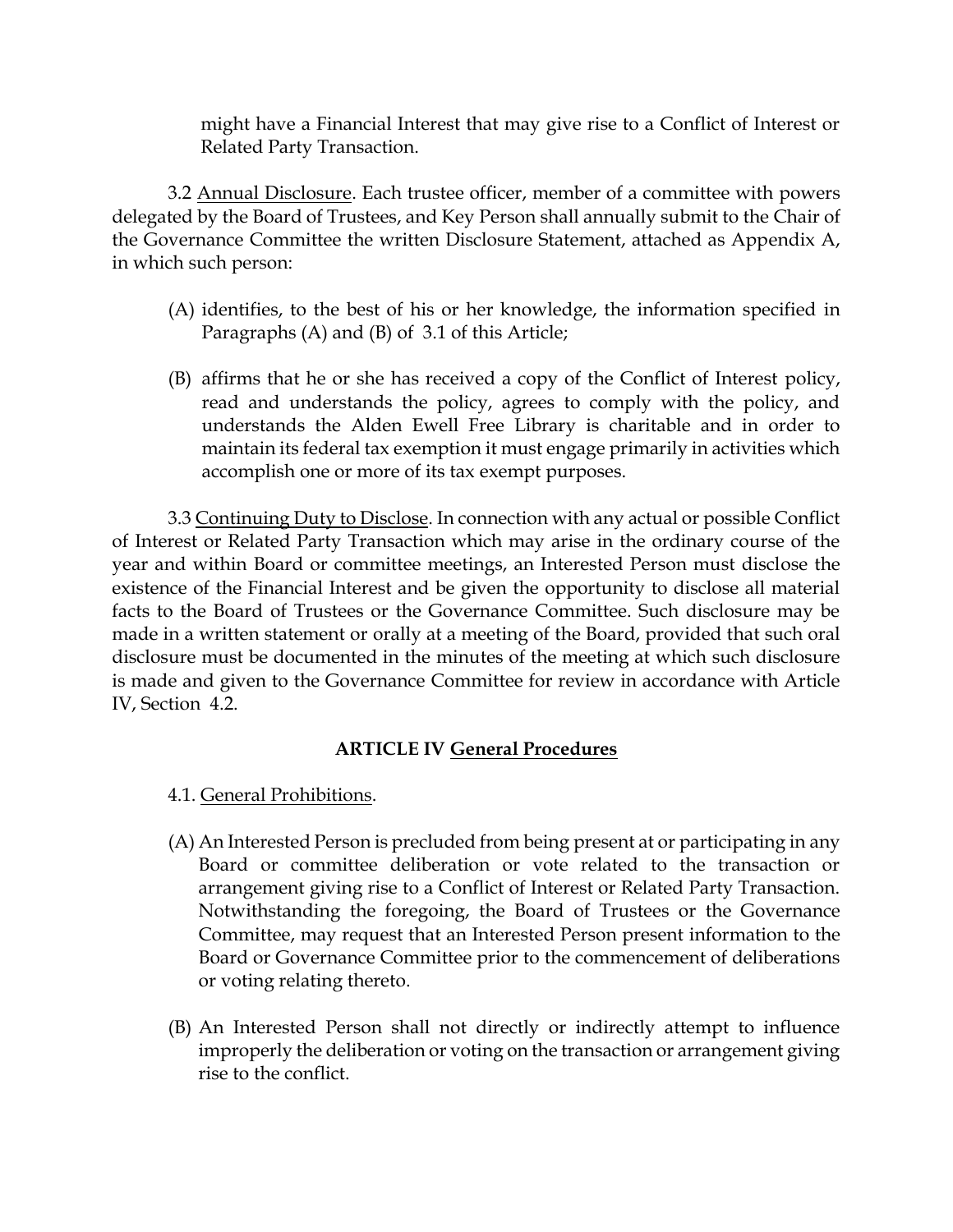might have a Financial Interest that may give rise to a Conflict of Interest or Related Party Transaction.

3.2 Annual Disclosure. Each trustee officer, member of a committee with powers delegated by the Board of Trustees, and Key Person shall annually submit to the Chair of the Governance Committee the written Disclosure Statement, attached as Appendix A, in which such person:

(A) identifies, to the best of his or her knowledge, the information specified in Paragraphs (A) and (B) of 3.1 of this Article;

(B) affirms that he or she has received a copy of the Conflict of Interest policy, read and understands the policy, agrees to comply with the policy, and understands the Alden Ewell Free Library is charitable and in order to maintain its federal tax exemption it must engage primarily in activities which accomplish one or more of its tax exempt purposes.

3.3 Continuing Duty to Disclose. In connection with any actual or possible Conflict of Interest or Related Party Transaction which may arise in the ordinary course of the year and within Board or committee meetings, an Interested Person must disclose the existence of the Financial Interest and be given the opportunity to disclose all material facts to the Board of Trustees or the Governance Committee. Such disclosure may be made in a written statement or orally at a meeting of the Board, provided that such oral disclosure must be documented in the minutes of the meeting at which such disclosure is made and given to the Governance Committee for review in accordance with Article IV, Section 4.2.

## ARTICLE IV General Procedures

4.1. General Prohibitions.

(A) An Interested Person is precluded from being present at or participating in any Board or committee deliberation or vote related to the transaction or arrangement giving rise to a Conflict of Interest or Related Party Transaction. Notwithstanding the foregoing, the Board of Trustees or the Governance Committee, may request that an Interested Person present information to the Board or Governance Committee prior to the commencement of deliberations or voting relating thereto.

(B) An Interested Person shall not directly or indirectly attempt to influence improperly the deliberation or voting on the transaction or arrangement giving rise to the conflict.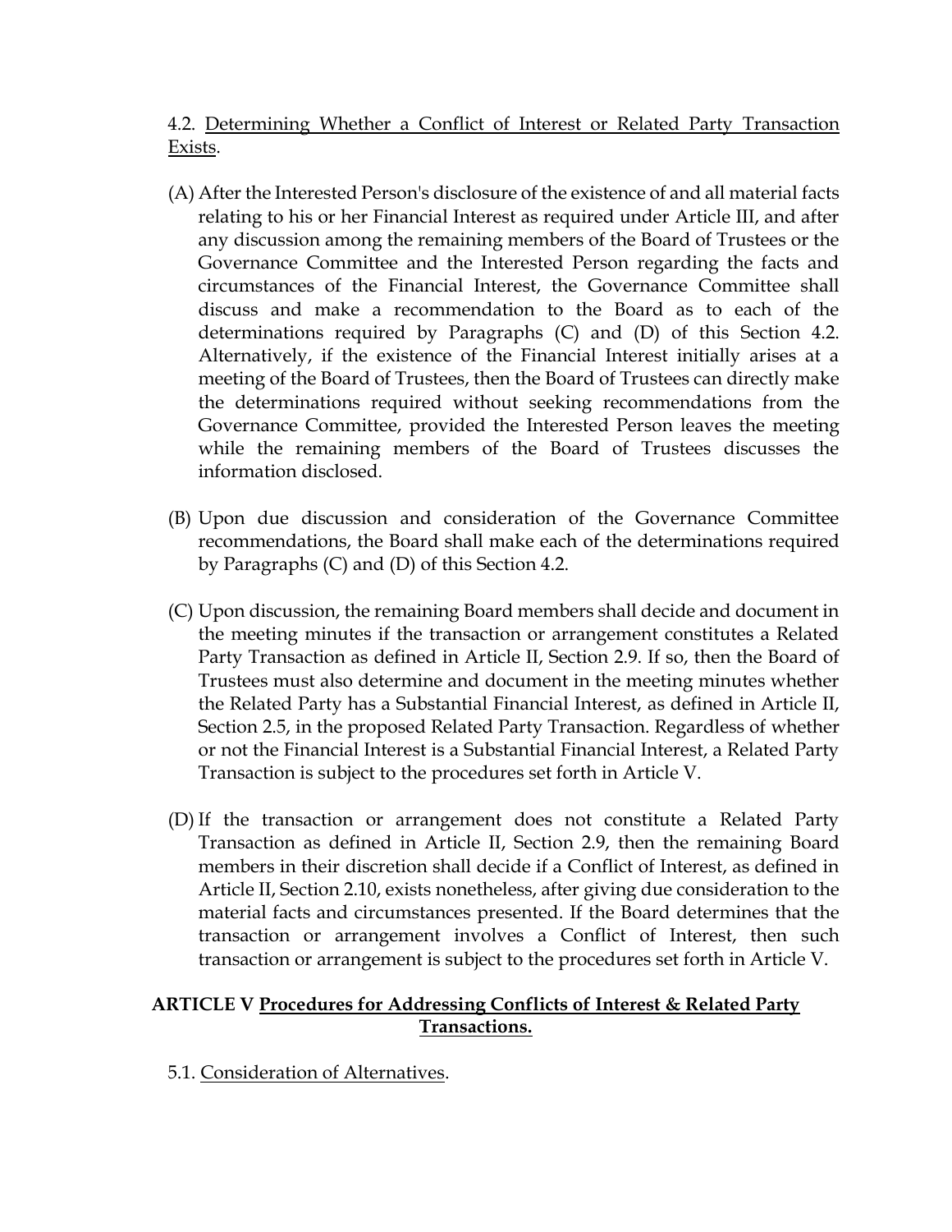4.2. Determining Whether a Conflict of Interest or Related Party Transaction Exists.

(A) After the Interested Person's disclosure of the existence of and all material facts relating to his or her Financial Interest as required under Article III, and after any discussion among the remaining members of the Board of Trustees or the Governance Committee and the Interested Person regarding the facts and circumstances of the Financial Interest, the Governance Committee shall discuss and make a recommendation to the Board as to each of the determinations required by Paragraphs (C) and (D) of this Section 4.2. Alternatively, if the existence of the Financial Interest initially arises at a meeting of the Board of Trustees, then the Board of Trustees can directly make the determinations required without seeking recommendations from the Governance Committee, provided the Interested Person leaves the meeting while the remaining members of the Board of Trustees discusses the information disclosed.

(B) Upon due discussion and consideration of the Governance Committee recommendations, the Board shall make each of the determinations required by Paragraphs (C) and (D) of this Section 4.2.

(C) Upon discussion, the remaining Board members shall decide and document in the meeting minutes if the transaction or arrangement constitutes a Related Party Transaction as defined in Article II, Section 2.9. If so, then the Board of Trustees must also determine and document in the meeting minutes whether the Related Party has a Substantial Financial Interest, as defined in Article II, Section 2.5, in the proposed Related Party Transaction. Regardless of whether or not the Financial Interest is a Substantial Financial Interest, a Related Party Transaction is subject to the procedures set forth in Article V.

(D) If the transaction or arrangement does not constitute a Related Party Transaction as defined in Article II, Section 2.9, then the remaining Board members in their discretion shall decide if a Conflict of Interest, as defined in Article II, Section 2.10, exists nonetheless, after giving due consideration to the material facts and circumstances presented. If the Board determines that the transaction or arrangement involves a Conflict of Interest, then such transaction or arrangement is subject to the procedures set forth in Article V.

## ARTICLE V Procedures for Addressing Conflicts of Interest & Related Party Transactions.

5.1. Consideration of Alternatives.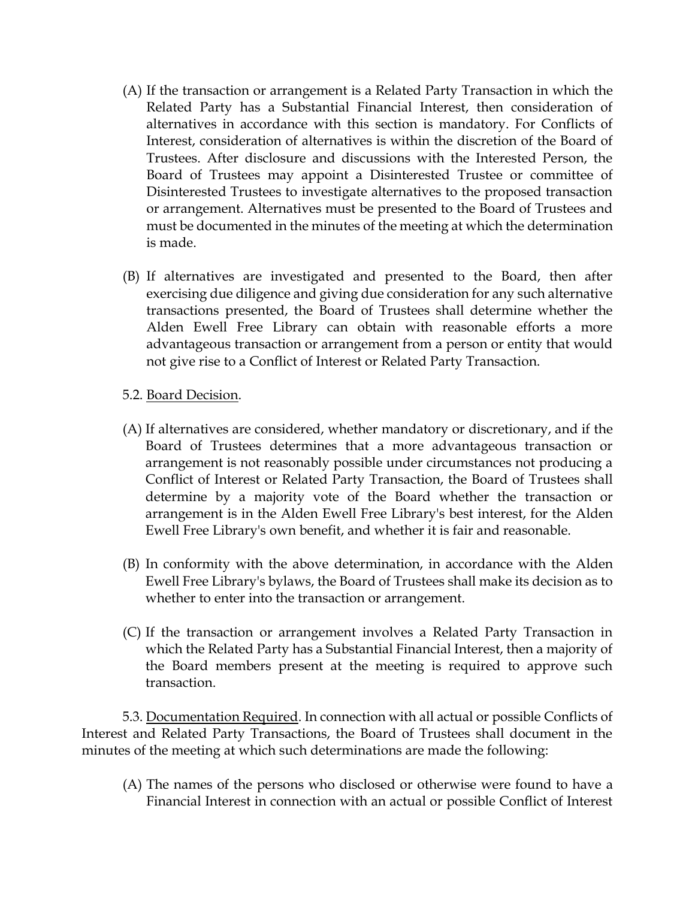(A) If the transaction or arrangement is a Related Party Transaction in which the Related Party has a Substantial Financial Interest, then consideration of alternatives in accordance with this section is mandatory. For Conflicts of Interest, consideration of alternatives is within the discretion of the Board of Trustees. After disclosure and discussions with the Interested Person, the Board of Trustees may appoint a Disinterested Trustee or committee of Disinterested Trustees to investigate alternatives to the proposed transaction or arrangement. Alternatives must be presented to the Board of Trustees and must be documented in the minutes of the meeting at which the determination is made.

(B) If alternatives are investigated and presented to the Board, then after exercising due diligence and giving due consideration for any such alternative transactions presented, the Board of Trustees shall determine whether the Alden Ewell Free Library can obtain with reasonable efforts a more advantageous transaction or arrangement from a person or entity that would not give rise to a Conflict of Interest or Related Party Transaction.

5.2. Board Decision.

(A) If alternatives are considered, whether mandatory or discretionary, and if the Board of Trustees determines that a more advantageous transaction or arrangement is not reasonably possible under circumstances not producing a Conflict of Interest or Related Party Transaction, the Board of Trustees shall determine by a majority vote of the Board whether the transaction or arrangement is in the Alden Ewell Free Library's best interest, for the Alden Ewell Free Library's own benefit, and whether it is fair and reasonable.

(B) In conformity with the above determination, in accordance with the Alden Ewell Free Library's bylaws, the Board of Trustees shall make its decision as to whether to enter into the transaction or arrangement.

(C) If the transaction or arrangement involves a Related Party Transaction in which the Related Party has a Substantial Financial Interest, then a majority of the Board members present at the meeting is required to approve such transaction.

5.3. Documentation Required. In connection with all actual or possible Conflicts of Interest and Related Party Transactions, the Board of Trustees shall document in the minutes of the meeting at which such determinations are made the following:

(A) The names of the persons who disclosed or otherwise were found to have a Financial Interest in connection with an actual or possible Conflict of Interest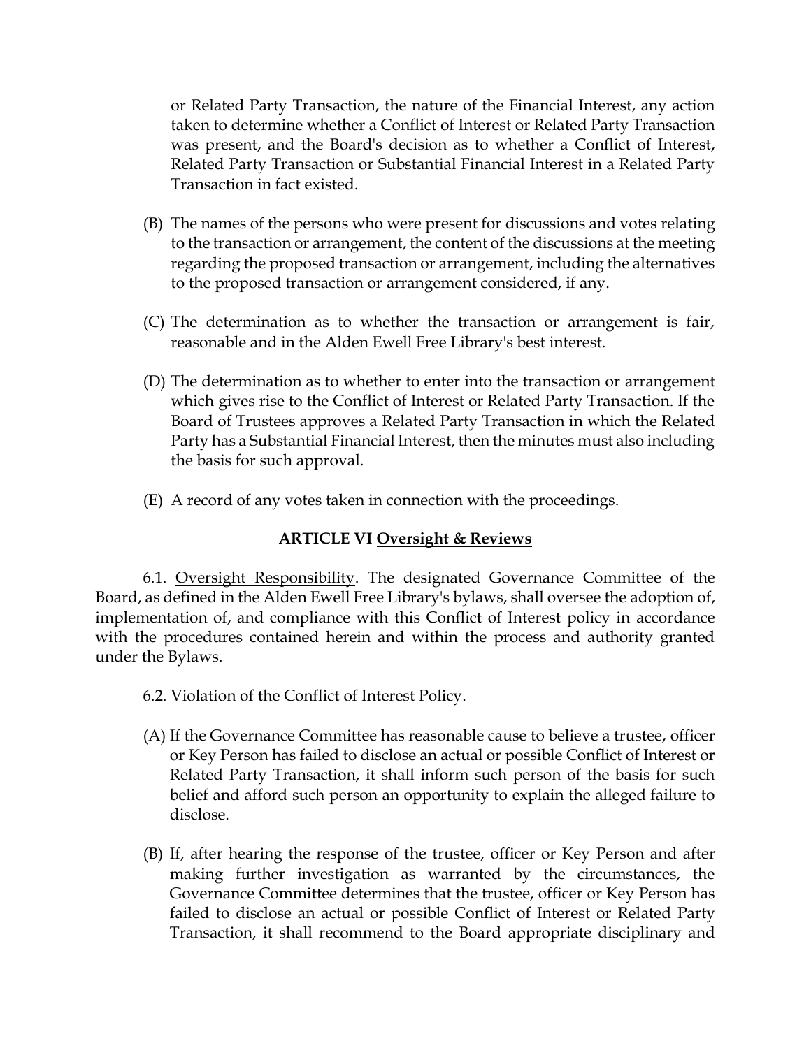or Related Party Transaction, the nature of the Financial Interest, any action taken to determine whether a Conflict of Interest or Related Party Transaction was present, and the Board's decision as to whether a Conflict of Interest, Related Party Transaction or Substantial Financial Interest in a Related Party Transaction in fact existed.

(B) The names of the persons who were present for discussions and votes relating to the transaction or arrangement, the content of the discussions at the meeting regarding the proposed transaction or arrangement, including the alternatives to the proposed transaction or arrangement considered, if any.

(C) The determination as to whether the transaction or arrangement is fair, reasonable and in the Alden Ewell Free Library's best interest.

(D) The determination as to whether to enter into the transaction or arrangement which gives rise to the Conflict of Interest or Related Party Transaction. If the Board of Trustees approves a Related Party Transaction in which the Related Party has a Substantial Financial Interest, then the minutes must also including the basis for such approval.

(E) A record of any votes taken in connection with the proceedings.

## ARTICLE VI Oversight & Reviews

6.1. Oversight Responsibility. The designated Governance Committee of the Board, as defined in the Alden Ewell Free Library's bylaws, shall oversee the adoption of, implementation of, and compliance with this Conflict of Interest policy in accordance with the procedures contained herein and within the process and authority granted under the Bylaws.

6.2. Violation of the Conflict of Interest Policy.

(A) If the Governance Committee has reasonable cause to believe a trustee, officer or Key Person has failed to disclose an actual or possible Conflict of Interest or Related Party Transaction, it shall inform such person of the basis for such belief and afford such person an opportunity to explain the alleged failure to disclose.

(B) If, after hearing the response of the trustee, officer or Key Person and after making further investigation as warranted by the circumstances, the Governance Committee determines that the trustee, officer or Key Person has failed to disclose an actual or possible Conflict of Interest or Related Party Transaction, it shall recommend to the Board appropriate disciplinary and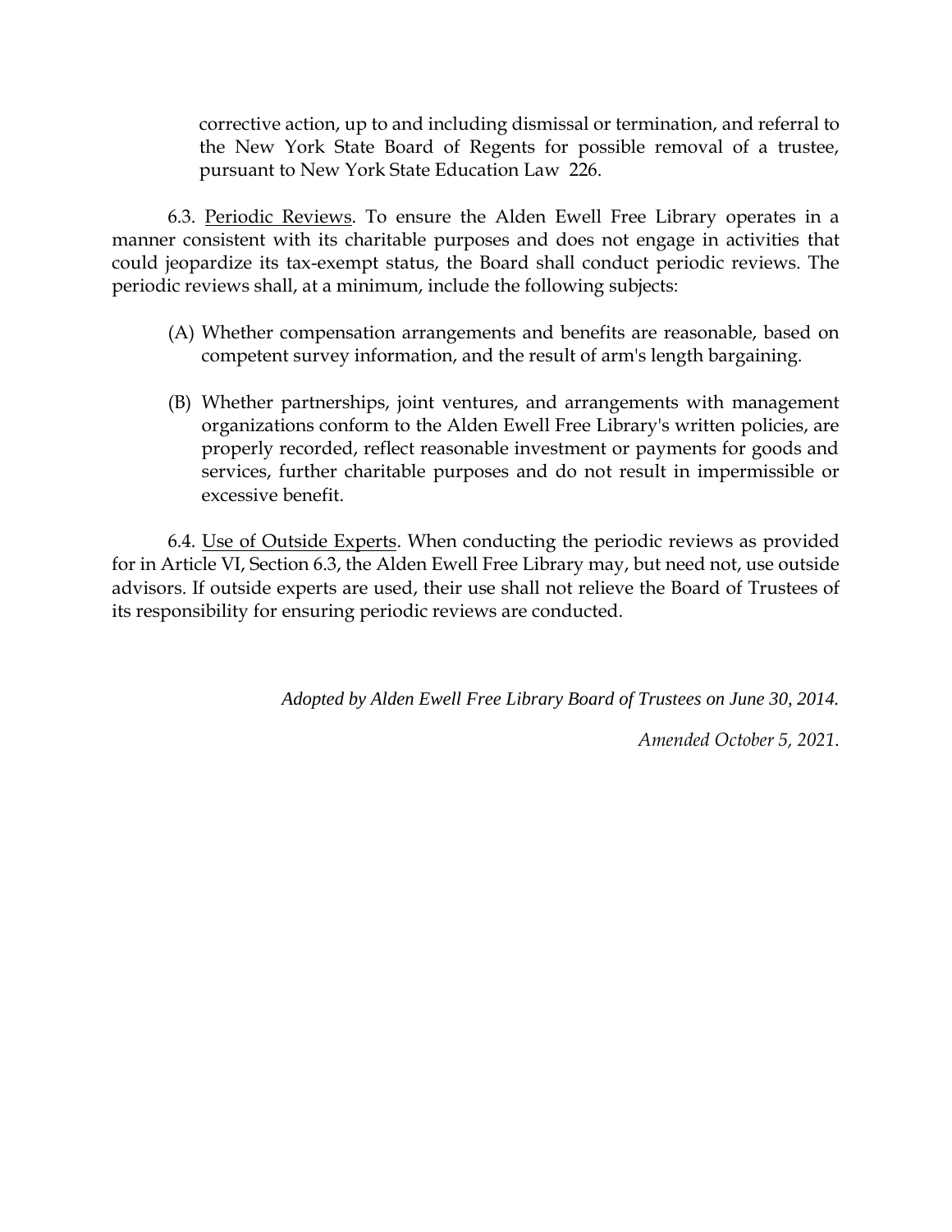corrective action, up to and including dismissal or termination, and referral to the New York State Board of Regents for possible removal of a trustee, pursuant to New York State Education Law 226.

6.3. Periodic Reviews. To ensure the Alden Ewell Free Library operates in a manner consistent with its charitable purposes and does not engage in activities that could jeopardize its tax-exempt status, the Board shall conduct periodic reviews. The periodic reviews shall, at a minimum, include the following subjects:

(A) Whether compensation arrangements and benefits are reasonable, based on competent survey information, and the result of arm's length bargaining.

(B) Whether partnerships, joint ventures, and arrangements with management organizations conform to the Alden Ewell Free Library's written policies, are properly recorded, reflect reasonable investment or payments for goods and services, further charitable purposes and do not result in impermissible or excessive benefit.

6.4. Use of Outside Experts. When conducting the periodic reviews as provided for in Article VI, Section 6.3, the Alden Ewell Free Library may, but need not, use outside advisors. If outside experts are used, their use shall not relieve the Board of Trustees of its responsibility for ensuring periodic reviews are conducted.

*Adopted by Alden Ewell Free Library Board of Trustees on June 30, 2014.*

*Amended October 5, 2021.*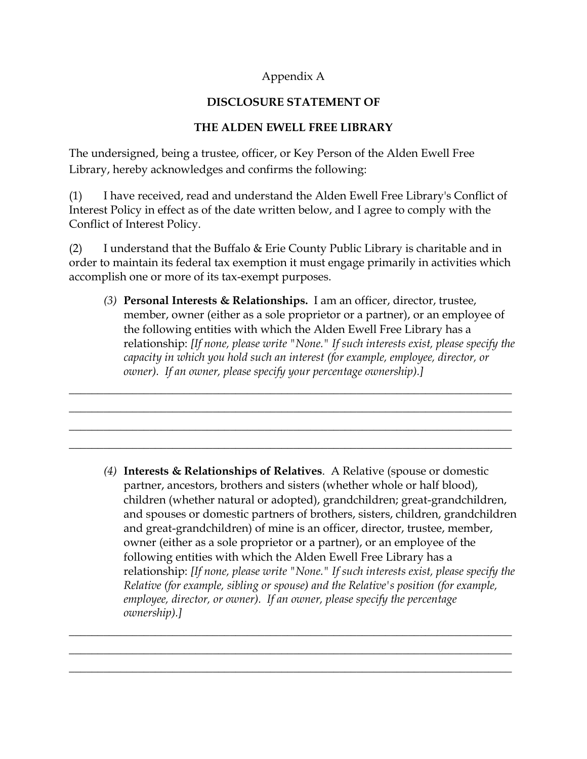Appendix A

**DISCLOSURE STATEMENT OF**

**THE ALDEN EWELL FREE LIBRARY**

The undersigned, being a trustee, officer, or Key Person of the Alden Ewell Free Library, hereby acknowledges and confirms the following:

(1) I have received, read and understand the Alden Ewell Free Library's Conflict of Interest Policy in effect as of the date written below, and I agree to comply with the Conflict of Interest Policy.

(2) I understand that the Buffalo & Erie County Public Library is charitable and in order to maintain its federal tax exemption it must engage primarily in activities which accomplish one or more of its tax-exempt purposes.

*(3)* **Personal Interests & Relationships.** I am an officer, director, trustee, member, owner (either as a sole proprietor or a partner), or an employee of the following entities with which the Alden Ewell Free Library has a relationship: *[If none, please write "None." If such interests exist, please specify the capacity in which you hold such an interest (for example, employee, director, or owner). If an owner, please specify your percentage ownership).]*

\_\_\_\_\_\_\_\_\_\_\_\_\_\_\_\_\_\_\_\_\_\_\_\_\_\_\_\_\_\_\_\_\_\_\_\_\_\_\_\_\_\_\_\_\_\_\_\_\_\_\_\_\_\_\_\_\_\_\_\_\_\_\_\_\_\_\_\_\_\_\_\_

\_\_\_\_\_\_\_\_\_\_\_\_\_\_\_\_\_\_\_\_\_\_\_\_\_\_\_\_\_\_\_\_\_\_\_\_\_\_\_\_\_\_\_\_\_\_\_\_\_\_\_\_\_\_\_\_\_\_\_\_\_\_\_\_\_\_\_\_\_\_\_\_

\_\_\_\_\_\_\_\_\_\_\_\_\_\_\_\_\_\_\_\_\_\_\_\_\_\_\_\_\_\_\_\_\_\_\_\_\_\_\_\_\_\_\_\_\_\_\_\_\_\_\_\_\_\_\_\_\_\_\_\_\_\_\_\_\_\_\_\_\_\_\_\_

\_\_\_\_\_\_\_\_\_\_\_\_\_\_\_\_\_\_\_\_\_\_\_\_\_\_\_\_\_\_\_\_\_\_\_\_\_\_\_\_\_\_\_\_\_\_\_\_\_\_\_\_\_\_\_\_\_\_\_\_\_\_\_\_\_\_\_\_\_\_\_\_

*(4)* **Interests & Relationships of Relatives**. A Relative (spouse or domestic partner, ancestors, brothers and sisters (whether whole or half blood), children (whether natural or adopted), grandchildren; great-grandchildren, and spouses or domestic partners of brothers, sisters, children, grandchildren and great-grandchildren) of mine is an officer, director, trustee, member, owner (either as a sole proprietor or a partner), or an employee of the following entities with which the Alden Ewell Free Library has a relationship: *[If none, please write "None." If such interests exist, please specify the Relative (for example, sibling or spouse) and the Relative's position (for example, employee, director, or owner). If an owner, please specify the percentage ownership).]*

\_\_\_\_\_\_\_\_\_\_\_\_\_\_\_\_\_\_\_\_\_\_\_\_\_\_\_\_\_\_\_\_\_\_\_\_\_\_\_\_\_\_\_\_\_\_\_\_\_\_\_\_\_\_\_\_\_\_\_\_\_\_\_\_\_\_\_\_\_\_\_\_

\_\_\_\_\_\_\_\_\_\_\_\_\_\_\_\_\_\_\_\_\_\_\_\_\_\_\_\_\_\_\_\_\_\_\_\_\_\_\_\_\_\_\_\_\_\_\_\_\_\_\_\_\_\_\_\_\_\_\_\_\_\_\_\_\_\_\_\_\_\_\_\_

\_\_\_\_\_\_\_\_\_\_\_\_\_\_\_\_\_\_\_\_\_\_\_\_\_\_\_\_\_\_\_\_\_\_\_\_\_\_\_\_\_\_\_\_\_\_\_\_\_\_\_\_\_\_\_\_\_\_\_\_\_\_\_\_\_\_\_\_\_\_\_\_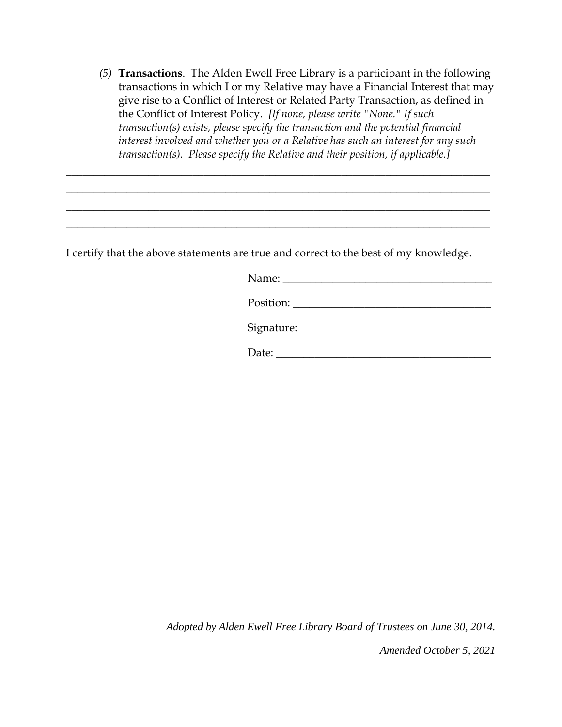*(5)* **Transactions**. The Alden Ewell Free Library is a participant in the following transactions in which I or my Relative may have a Financial Interest that may give rise to a Conflict of Interest or Related Party Transaction, as defined in the Conflict of Interest Policy. *[If none, please write "None." If such transaction(s) exists, please specify the transaction and the potential financial interest involved and whether you or a Relative has such an interest for any such transaction(s). Please specify the Relative and their position, if applicable.]*

\_\_\_\_\_\_\_\_\_\_\_\_\_\_\_\_\_\_\_\_\_\_\_\_\_\_\_\_\_\_\_\_\_\_\_\_\_\_\_\_\_\_\_\_\_\_\_\_\_\_\_\_\_\_\_\_\_\_\_\_\_\_\_\_\_\_\_\_\_\_\_\_\_\_\_\_

\_\_\_\_\_\_\_\_\_\_\_\_\_\_\_\_\_\_\_\_\_\_\_\_\_\_\_\_\_\_\_\_\_\_\_\_\_\_\_\_\_\_\_\_\_\_\_\_\_\_\_\_\_\_\_\_\_\_\_\_\_\_\_\_\_\_\_\_\_\_\_\_\_\_\_\_

\_\_\_\_\_\_\_\_\_\_\_\_\_\_\_\_\_\_\_\_\_\_\_\_\_\_\_\_\_\_\_\_\_\_\_\_\_\_\_\_\_\_\_\_\_\_\_\_\_\_\_\_\_\_\_\_\_\_\_\_\_\_\_\_\_\_\_\_\_\_\_\_\_\_\_\_

\_\_\_\_\_\_\_\_\_\_\_\_\_\_\_\_\_\_\_\_\_\_\_\_\_\_\_\_\_\_\_\_\_\_\_\_\_\_\_\_\_\_\_\_\_\_\_\_\_\_\_\_\_\_\_\_\_\_\_\_\_\_\_\_\_\_\_\_\_\_\_\_\_\_\_\_

I certify that the above statements are true and correct to the best of my knowledge.

Name: \_\_\_\_\_\_\_\_\_\_\_\_\_\_\_\_\_\_\_\_\_\_\_\_\_\_\_\_\_\_\_\_\_\_\_\_\_\_

Position: \_\_\_\_\_\_\_\_\_\_\_\_\_\_\_\_\_\_\_\_\_\_\_\_\_\_\_\_\_\_\_\_\_\_\_\_

Signature: \_\_\_\_\_\_\_\_\_\_\_\_\_\_\_\_\_\_\_\_\_\_\_\_\_\_\_\_\_\_\_\_\_\_

Date: \_\_\_\_\_\_\_\_\_\_\_\_\_\_\_\_\_\_\_\_\_\_\_\_\_\_\_\_\_\_\_\_\_\_\_\_\_\_\_

*Adopted by Alden Ewell Free Library Board of Trustees on June 30, 2014.*

*Amended October 5, 2021*